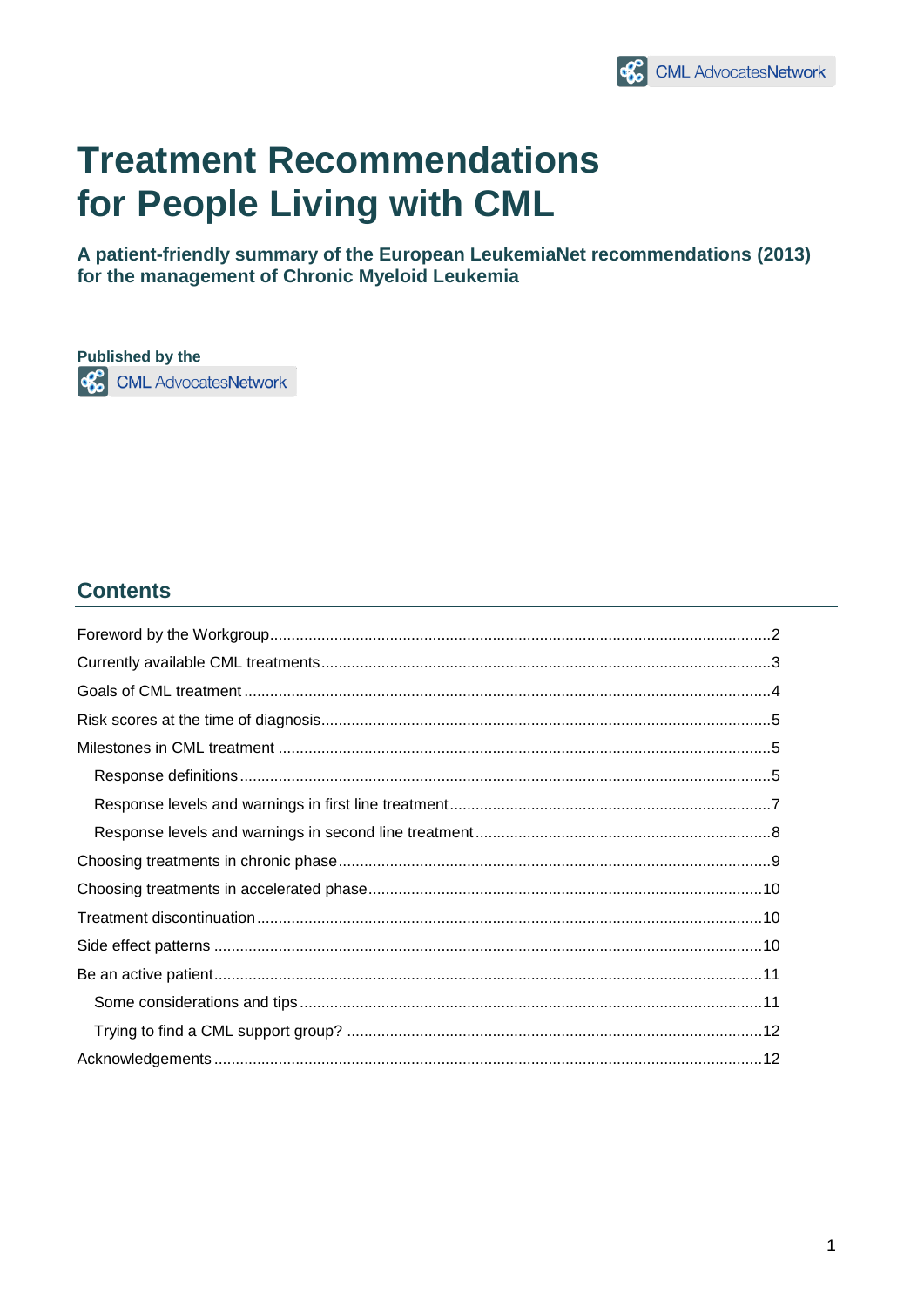# Treatment Recommendations for People Living with CML

**A patient-friendly summary of the European LeukemiaNet recommendations (2013) for the management of Chronic Myeloid Leukemia**

**Published by the**

CML AdvocatesNetwork

## Contents

Foreword by the Workgroup....2
Currently available CML treatments....3
Goals of CML treatment....4
Risk scores at the time of diagnosis....5
Milestones in CML treatment....5
- Response definitions....5
- Response levels and warnings in first line treatment....7
- Response levels and warnings in second line treatment....8

Choosing treatments in chronic phase....9
Choosing treatments in accelerated phase....10
Treatment discontinuation....10
Side effect patterns....10
Be an active patient....11
- Some considerations and tips....11
- Trying to find a CML support group?....12

Acknowledgements....12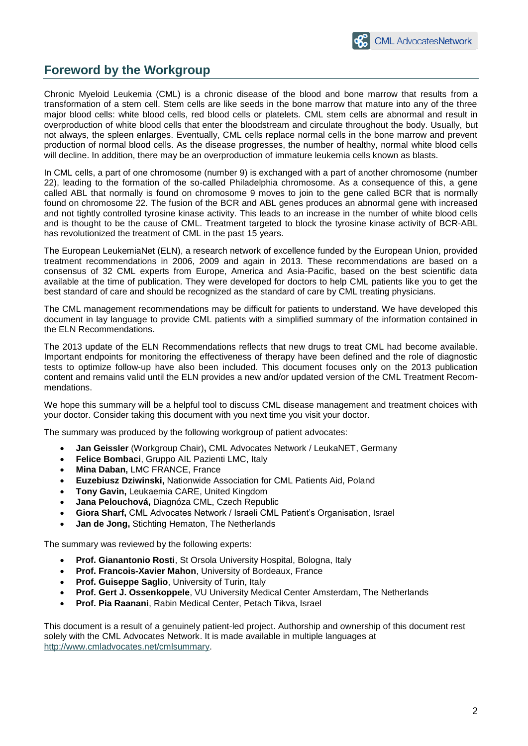## Foreword by the Workgroup

Chronic Myeloid Leukemia (CML) is a chronic disease of the blood and bone marrow that results from a transformation of a stem cell. Stem cells are like seeds in the bone marrow that mature into any of the three major blood cells: white blood cells, red blood cells or platelets. CML stem cells are abnormal and result in overproduction of white blood cells that enter the bloodstream and circulate throughout the body. Usually, but not always, the spleen enlarges. Eventually, CML cells replace normal cells in the bone marrow and prevent production of normal blood cells. As the disease progresses, the number of healthy, normal white blood cells will decline. In addition, there may be an overproduction of immature leukemia cells known as blasts.

In CML cells, a part of one chromosome (number 9) is exchanged with a part of another chromosome (number 22), leading to the formation of the so-called Philadelphia chromosome. As a consequence of this, a gene called ABL that normally is found on chromosome 9 moves to join to the gene called BCR that is normally found on chromosome 22. The fusion of the BCR and ABL genes produces an abnormal gene with increased and not tightly controlled tyrosine kinase activity. This leads to an increase in the number of white blood cells and is thought to be the cause of CML. Treatment targeted to block the tyrosine kinase activity of BCR-ABL has revolutionized the treatment of CML in the past 15 years.

The European LeukemiaNet (ELN), a research network of excellence funded by the European Union, provided treatment recommendations in 2006, 2009 and again in 2013. These recommendations are based on a consensus of 32 CML experts from Europe, America and Asia-Pacific, based on the best scientific data available at the time of publication. They were developed for doctors to help CML patients like you to get the best standard of care and should be recognized as the standard of care by CML treating physicians.

The CML management recommendations may be difficult for patients to understand. We have developed this document in lay language to provide CML patients with a simplified summary of the information contained in the ELN Recommendations.

The 2013 update of the ELN Recommendations reflects that new drugs to treat CML had become available. Important endpoints for monitoring the effectiveness of therapy have been defined and the role of diagnostic tests to optimize follow-up have also been included. This document focuses only on the 2013 publication content and remains valid until the ELN provides a new and/or updated version of the CML Treatment Recommendations.

We hope this summary will be a helpful tool to discuss CML disease management and treatment choices with your doctor. Consider taking this document with you next time you visit your doctor.

The summary was produced by the following workgroup of patient advocates:

- **Jan Geissler** (Workgroup Chair)**,** CML Advocates Network / LeukaNET, Germany
- **Felice Bombaci**, Gruppo AIL Pazienti LMC, Italy
- **Mina Daban,** LMC FRANCE, France
- **Euzebiusz Dziwinski,** Nationwide Association for CML Patients Aid, Poland
- **Tony Gavin,** Leukaemia CARE, United Kingdom
- **Jana Pelouchová,** Diagnóza CML, Czech Republic
- **Giora Sharf,** CML Advocates Network / Israeli CML Patient's Organisation, Israel
- **Jan de Jong,** Stichting Hematon, The Netherlands

The summary was reviewed by the following experts:

- **Prof. Gianantonio Rosti**, St Orsola University Hospital, Bologna, Italy
- **Prof. Francois-Xavier Mahon**, University of Bordeaux, France
- **Prof. Guiseppe Saglio**, University of Turin, Italy
- **Prof. Gert J. Ossenkoppele**, VU University Medical Center Amsterdam, The Netherlands
- **Prof. Pia Raanani**, Rabin Medical Center, Petach Tikva, Israel

This document is a result of a genuinely patient-led project. Authorship and ownership of this document rest solely with the CML Advocates Network. It is made available in multiple languages at http://www.cmladvocates.net/cmlsummary.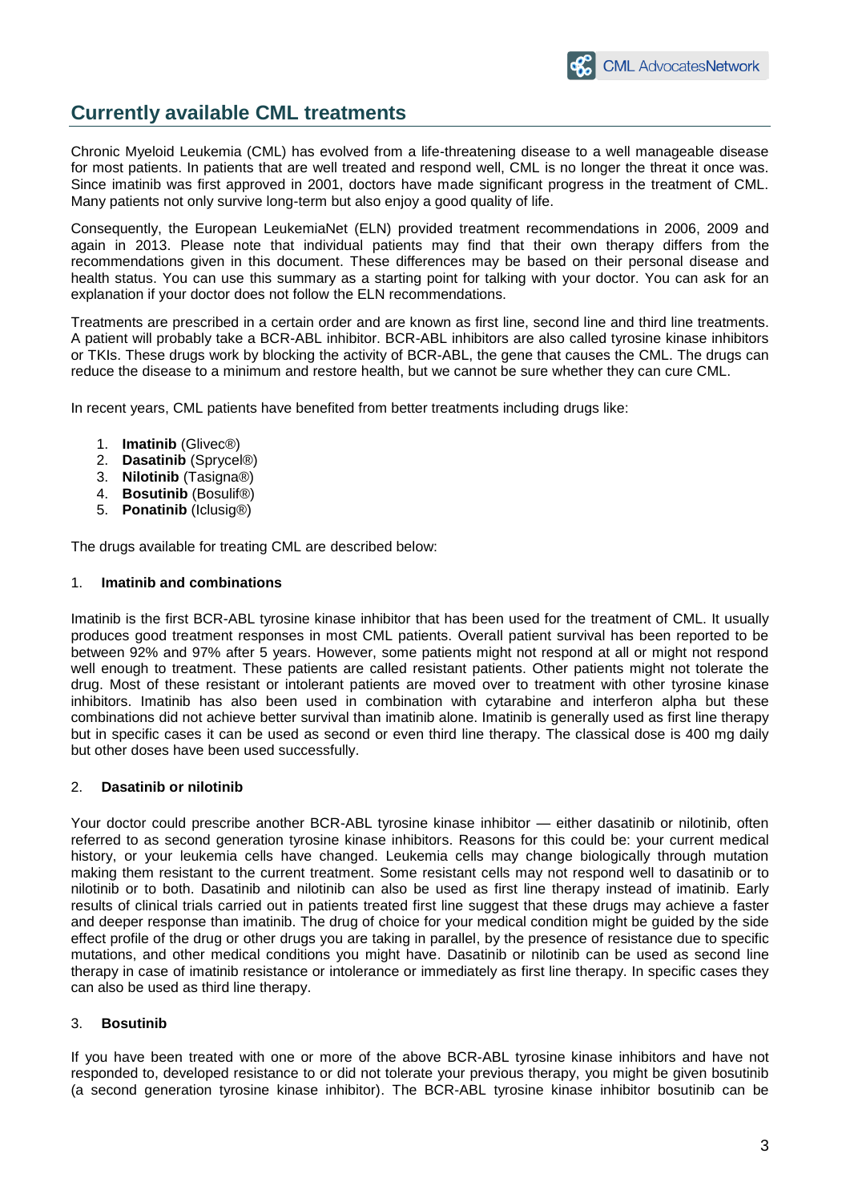## Currently available CML treatments

Chronic Myeloid Leukemia (CML) has evolved from a life-threatening disease to a well manageable disease for most patients. In patients that are well treated and respond well, CML is no longer the threat it once was. Since imatinib was first approved in 2001, doctors have made significant progress in the treatment of CML. Many patients not only survive long-term but also enjoy a good quality of life.

Consequently, the European LeukemiaNet (ELN) provided treatment recommendations in 2006, 2009 and again in 2013. Please note that individual patients may find that their own therapy differs from the recommendations given in this document. These differences may be based on their personal disease and health status. You can use this summary as a starting point for talking with your doctor. You can ask for an explanation if your doctor does not follow the ELN recommendations.

Treatments are prescribed in a certain order and are known as first line, second line and third line treatments. A patient will probably take a BCR-ABL inhibitor. BCR-ABL inhibitors are also called tyrosine kinase inhibitors or TKIs. These drugs work by blocking the activity of BCR-ABL, the gene that causes the CML. The drugs can reduce the disease to a minimum and restore health, but we cannot be sure whether they can cure CML.

In recent years, CML patients have benefited from better treatments including drugs like:

1. **Imatinib** (Glivec®)
2. **Dasatinib** (Sprycel®)
3. **Nilotinib** (Tasigna®)
4. **Bosutinib** (Bosulif®)
5. **Ponatinib** (Iclusig®)

The drugs available for treating CML are described below:

### 1. Imatinib and combinations

Imatinib is the first BCR-ABL tyrosine kinase inhibitor that has been used for the treatment of CML. It usually produces good treatment responses in most CML patients. Overall patient survival has been reported to be between 92% and 97% after 5 years. However, some patients might not respond at all or might not respond well enough to treatment. These patients are called resistant patients. Other patients might not tolerate the drug. Most of these resistant or intolerant patients are moved over to treatment with other tyrosine kinase inhibitors. Imatinib has also been used in combination with cytarabine and interferon alpha but these combinations did not achieve better survival than imatinib alone. Imatinib is generally used as first line therapy but in specific cases it can be used as second or even third line therapy. The classical dose is 400 mg daily but other doses have been used successfully.

### 2. Dasatinib or nilotinib

Your doctor could prescribe another BCR-ABL tyrosine kinase inhibitor — either dasatinib or nilotinib, often referred to as second generation tyrosine kinase inhibitors. Reasons for this could be: your current medical history, or your leukemia cells have changed. Leukemia cells may change biologically through mutation making them resistant to the current treatment. Some resistant cells may not respond well to dasatinib or to nilotinib or to both. Dasatinib and nilotinib can also be used as first line therapy instead of imatinib. Early results of clinical trials carried out in patients treated first line suggest that these drugs may achieve a faster and deeper response than imatinib. The drug of choice for your medical condition might be guided by the side effect profile of the drug or other drugs you are taking in parallel, by the presence of resistance due to specific mutations, and other medical conditions you might have. Dasatinib or nilotinib can be used as second line therapy in case of imatinib resistance or intolerance or immediately as first line therapy. In specific cases they can also be used as third line therapy.

### 3. Bosutinib

If you have been treated with one or more of the above BCR-ABL tyrosine kinase inhibitors and have not responded to, developed resistance to or did not tolerate your previous therapy, you might be given bosutinib (a second generation tyrosine kinase inhibitor). The BCR-ABL tyrosine kinase inhibitor bosutinib can be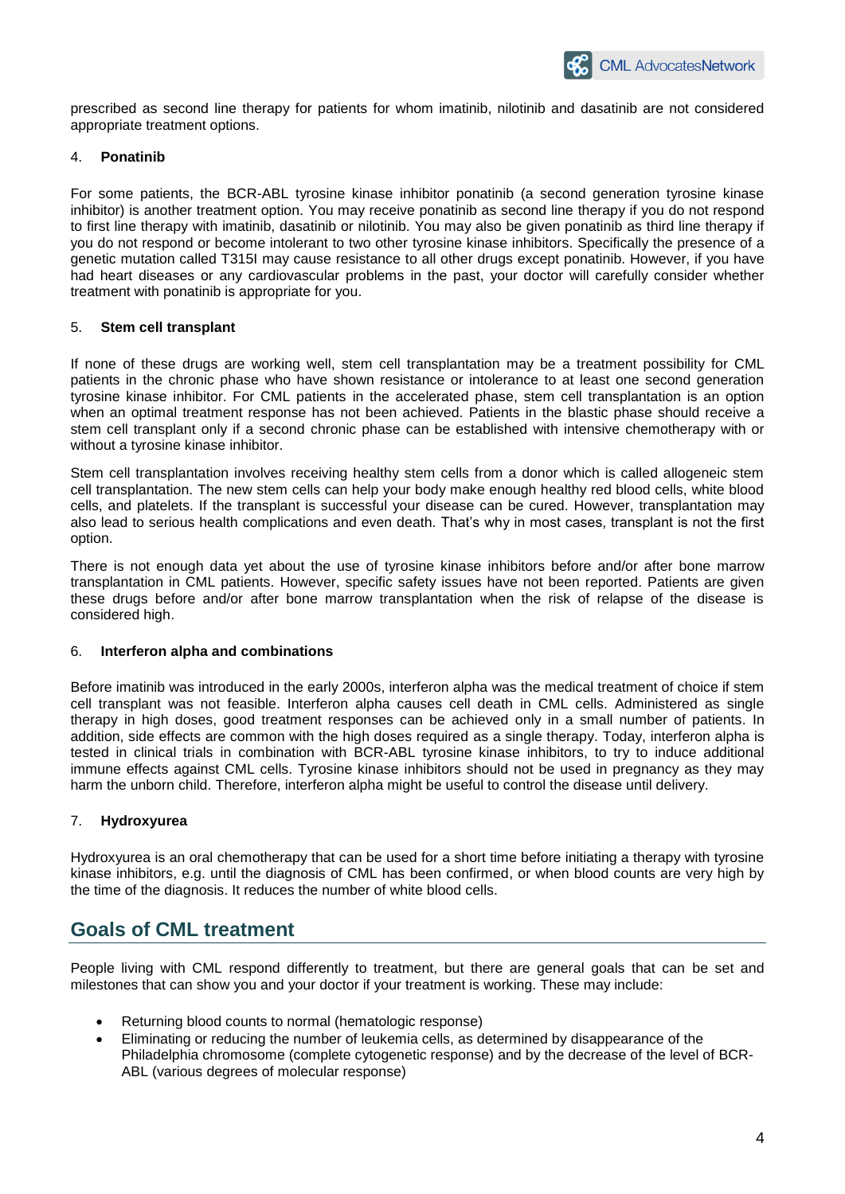prescribed as second line therapy for patients for whom imatinib, nilotinib and dasatinib are not considered appropriate treatment options.

4. **Ponatinib**

For some patients, the BCR-ABL tyrosine kinase inhibitor ponatinib (a second generation tyrosine kinase inhibitor) is another treatment option. You may receive ponatinib as second line therapy if you do not respond to first line therapy with imatinib, dasatinib or nilotinib. You may also be given ponatinib as third line therapy if you do not respond or become intolerant to two other tyrosine kinase inhibitors. Specifically the presence of a genetic mutation called T315I may cause resistance to all other drugs except ponatinib. However, if you have had heart diseases or any cardiovascular problems in the past, your doctor will carefully consider whether treatment with ponatinib is appropriate for you.

5. **Stem cell transplant**

If none of these drugs are working well, stem cell transplantation may be a treatment possibility for CML patients in the chronic phase who have shown resistance or intolerance to at least one second generation tyrosine kinase inhibitor. For CML patients in the accelerated phase, stem cell transplantation is an option when an optimal treatment response has not been achieved. Patients in the blastic phase should receive a stem cell transplant only if a second chronic phase can be established with intensive chemotherapy with or without a tyrosine kinase inhibitor.

Stem cell transplantation involves receiving healthy stem cells from a donor which is called allogeneic stem cell transplantation. The new stem cells can help your body make enough healthy red blood cells, white blood cells, and platelets. If the transplant is successful your disease can be cured. However, transplantation may also lead to serious health complications and even death. That's why in most cases, transplant is not the first option.

There is not enough data yet about the use of tyrosine kinase inhibitors before and/or after bone marrow transplantation in CML patients. However, specific safety issues have not been reported. Patients are given these drugs before and/or after bone marrow transplantation when the risk of relapse of the disease is considered high.

6. **Interferon alpha and combinations**

Before imatinib was introduced in the early 2000s, interferon alpha was the medical treatment of choice if stem cell transplant was not feasible. Interferon alpha causes cell death in CML cells. Administered as single therapy in high doses, good treatment responses can be achieved only in a small number of patients. In addition, side effects are common with the high doses required as a single therapy. Today, interferon alpha is tested in clinical trials in combination with BCR-ABL tyrosine kinase inhibitors, to try to induce additional immune effects against CML cells. Tyrosine kinase inhibitors should not be used in pregnancy as they may harm the unborn child. Therefore, interferon alpha might be useful to control the disease until delivery.

7. **Hydroxyurea**

Hydroxyurea is an oral chemotherapy that can be used for a short time before initiating a therapy with tyrosine kinase inhibitors, e.g. until the diagnosis of CML has been confirmed, or when blood counts are very high by the time of the diagnosis. It reduces the number of white blood cells.

## Goals of CML treatment

People living with CML respond differently to treatment, but there are general goals that can be set and milestones that can show you and your doctor if your treatment is working. These may include:

- Returning blood counts to normal (hematologic response)
- Eliminating or reducing the number of leukemia cells, as determined by disappearance of the Philadelphia chromosome (complete cytogenetic response) and by the decrease of the level of BCR-ABL (various degrees of molecular response)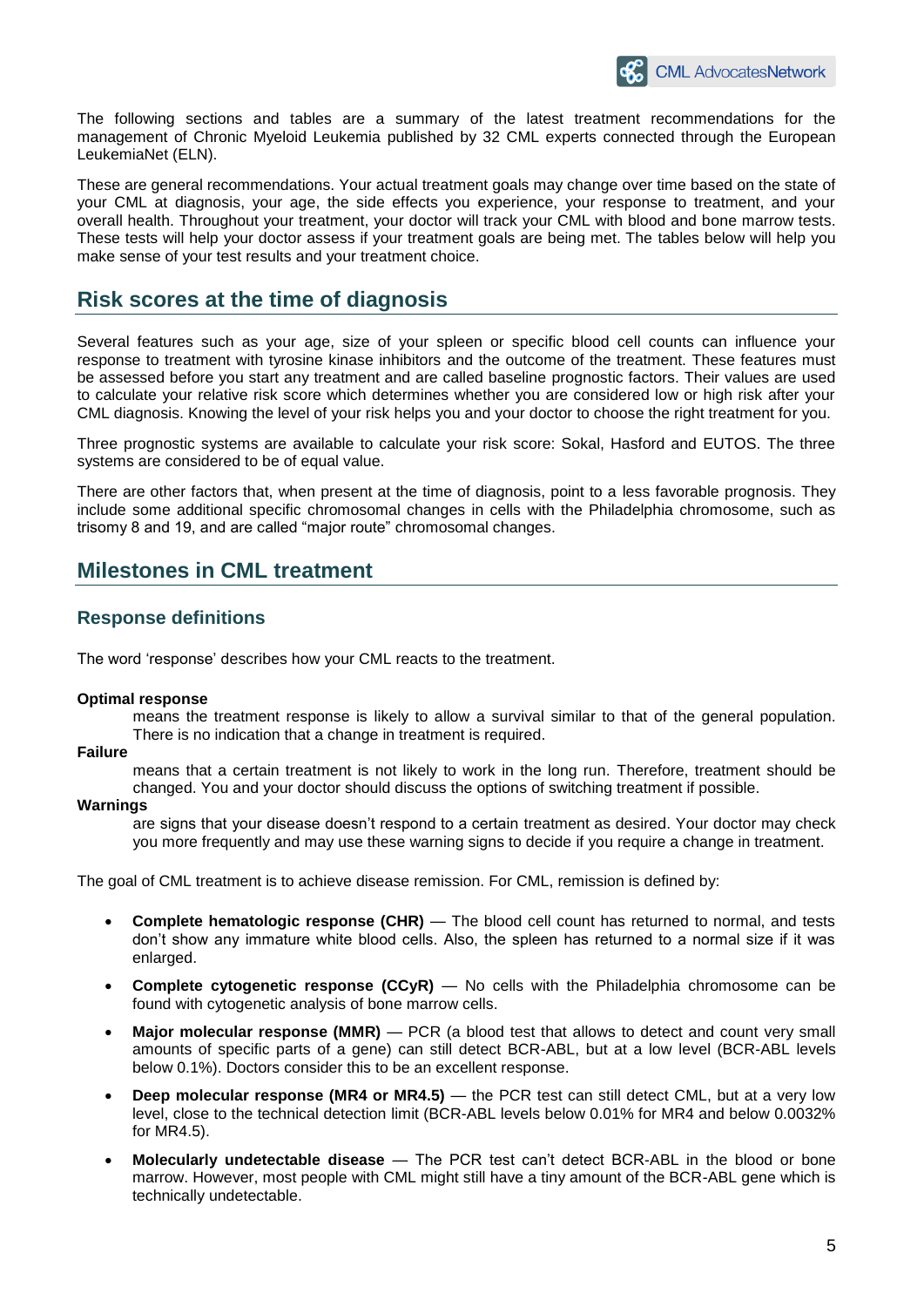The following sections and tables are a summary of the latest treatment recommendations for the management of Chronic Myeloid Leukemia published by 32 CML experts connected through the European LeukemiaNet (ELN).

These are general recommendations. Your actual treatment goals may change over time based on the state of your CML at diagnosis, your age, the side effects you experience, your response to treatment, and your overall health. Throughout your treatment, your doctor will track your CML with blood and bone marrow tests. These tests will help your doctor assess if your treatment goals are being met. The tables below will help you make sense of your test results and your treatment choice.

## Risk scores at the time of diagnosis

Several features such as your age, size of your spleen or specific blood cell counts can influence your response to treatment with tyrosine kinase inhibitors and the outcome of the treatment. These features must be assessed before you start any treatment and are called baseline prognostic factors. Their values are used to calculate your relative risk score which determines whether you are considered low or high risk after your CML diagnosis. Knowing the level of your risk helps you and your doctor to choose the right treatment for you.

Three prognostic systems are available to calculate your risk score: Sokal, Hasford and EUTOS. The three systems are considered to be of equal value.

There are other factors that, when present at the time of diagnosis, point to a less favorable prognosis. They include some additional specific chromosomal changes in cells with the Philadelphia chromosome, such as trisomy 8 and 19, and are called "major route" chromosomal changes.

## Milestones in CML treatment

### Response definitions

The word 'response' describes how your CML reacts to the treatment.

**Optimal response**

means the treatment response is likely to allow a survival similar to that of the general population. There is no indication that a change in treatment is required.

**Failure**

means that a certain treatment is not likely to work in the long run. Therefore, treatment should be changed. You and your doctor should discuss the options of switching treatment if possible.

**Warnings**

are signs that your disease doesn't respond to a certain treatment as desired. Your doctor may check you more frequently and may use these warning signs to decide if you require a change in treatment.

The goal of CML treatment is to achieve disease remission. For CML, remission is defined by:

- **Complete hematologic response (CHR)** — The blood cell count has returned to normal, and tests don't show any immature white blood cells. Also, the spleen has returned to a normal size if it was enlarged.
- **Complete cytogenetic response (CCyR)** — No cells with the Philadelphia chromosome can be found with cytogenetic analysis of bone marrow cells.
- **Major molecular response (MMR)** — PCR (a blood test that allows to detect and count very small amounts of specific parts of a gene) can still detect BCR-ABL, but at a low level (BCR-ABL levels below 0.1%). Doctors consider this to be an excellent response.
- **Deep molecular response (MR4 or MR4.5)** — the PCR test can still detect CML, but at a very low level, close to the technical detection limit (BCR-ABL levels below 0.01% for MR4 and below 0.0032% for MR4.5).
- **Molecularly undetectable disease** — The PCR test can't detect BCR-ABL in the blood or bone marrow. However, most people with CML might still have a tiny amount of the BCR-ABL gene which is technically undetectable.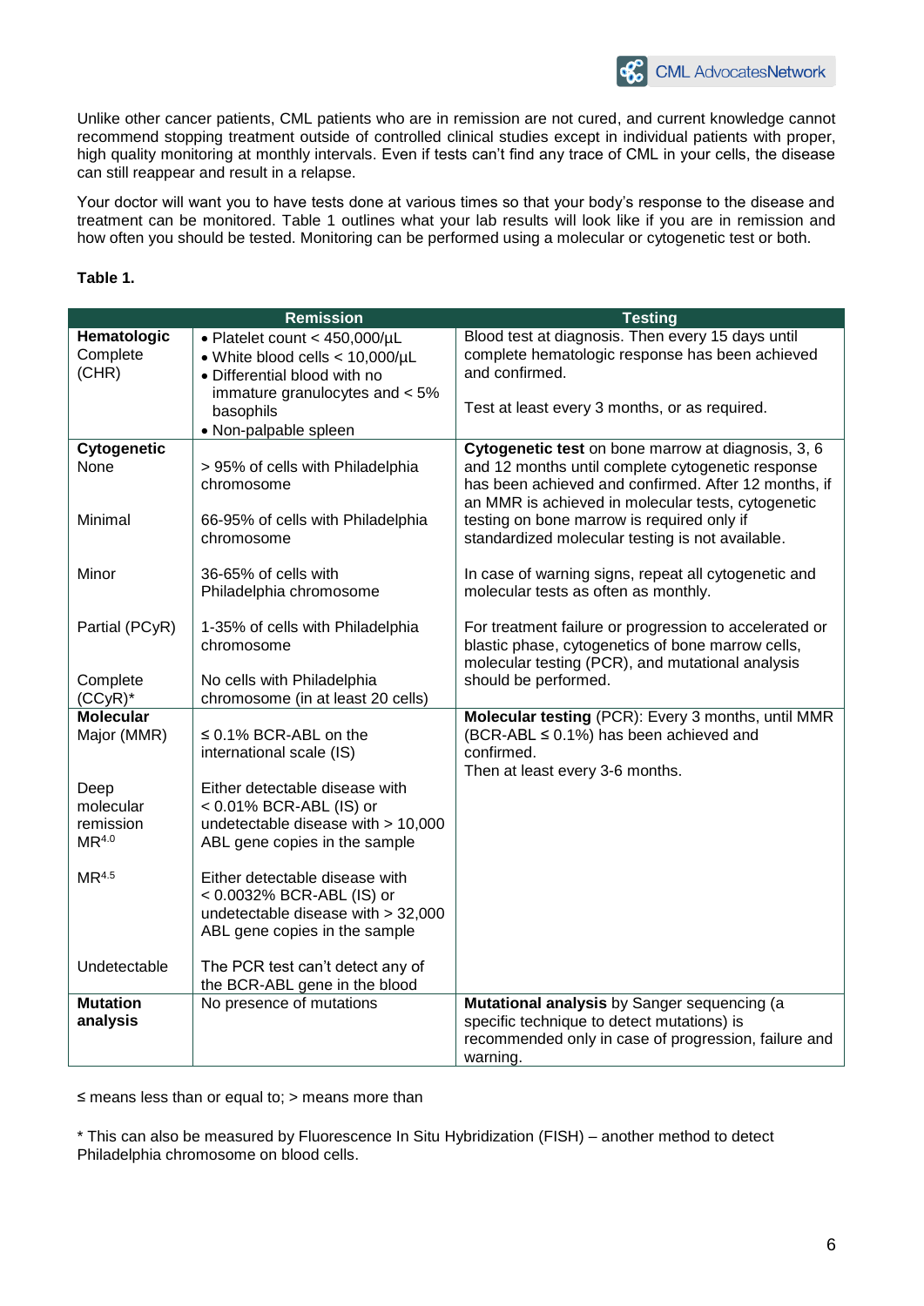Unlike other cancer patients, CML patients who are in remission are not cured, and current knowledge cannot recommend stopping treatment outside of controlled clinical studies except in individual patients with proper, high quality monitoring at monthly intervals. Even if tests can't find any trace of CML in your cells, the disease can still reappear and result in a relapse.

Your doctor will want you to have tests done at various times so that your body's response to the disease and treatment can be monitored. Table 1 outlines what your lab results will look like if you are in remission and how often you should be tested. Monitoring can be performed using a molecular or cytogenetic test or both.

**Table 1.**

| | Remission | Testing |
|---|---|---|
| **Hematologic** Complete (CHR) | • Platelet count < 450,000/µL<br>• White blood cells < 10,000/µL<br>• Differential blood with no immature granulocytes and < 5% basophils<br>• Non-palpable spleen | Blood test at diagnosis. Then every 15 days until complete hematologic response has been achieved and confirmed.<br><br>Test at least every 3 months, or as required. |
| **Cytogenetic** None | > 95% of cells with Philadelphia chromosome | **Cytogenetic test** on bone marrow at diagnosis, 3, 6 and 12 months until complete cytogenetic response has been achieved and confirmed. After 12 months, if an MMR is achieved in molecular tests, cytogenetic testing on bone marrow is required only if standardized molecular testing is not available.<br><br>In case of warning signs, repeat all cytogenetic and molecular tests as often as monthly.<br><br>For treatment failure or progression to accelerated or blastic phase, cytogenetics of bone marrow cells, molecular testing (PCR), and mutational analysis should be performed. |
| Minimal | 66-95% of cells with Philadelphia chromosome | |
| Minor | 36-65% of cells with Philadelphia chromosome | |
| Partial (PCyR) | 1-35% of cells with Philadelphia chromosome | |
| Complete (CCyR)* | No cells with Philadelphia chromosome (in at least 20 cells) | |
| **Molecular** Major (MMR) | ≤ 0.1% BCR-ABL on the international scale (IS) | **Molecular testing** (PCR): Every 3 months, until MMR (BCR-ABL ≤ 0.1%) has been achieved and confirmed.<br>Then at least every 3-6 months. |
| Deep molecular remission $MR^{4.0}$ | Either detectable disease with < 0.01% BCR-ABL (IS) or undetectable disease with > 10,000 ABL gene copies in the sample | |
| $MR^{4.5}$ | Either detectable disease with < 0.0032% BCR-ABL (IS) or undetectable disease with > 32,000 ABL gene copies in the sample | |
| Undetectable | The PCR test can't detect any of the BCR-ABL gene in the blood | |
| **Mutation analysis** | No presence of mutations | **Mutational analysis** by Sanger sequencing (a specific technique to detect mutations) is recommended only in case of progression, failure and warning. |

≤ means less than or equal to; > means more than

* This can also be measured by Fluorescence In Situ Hybridization (FISH) – another method to detect Philadelphia chromosome on blood cells.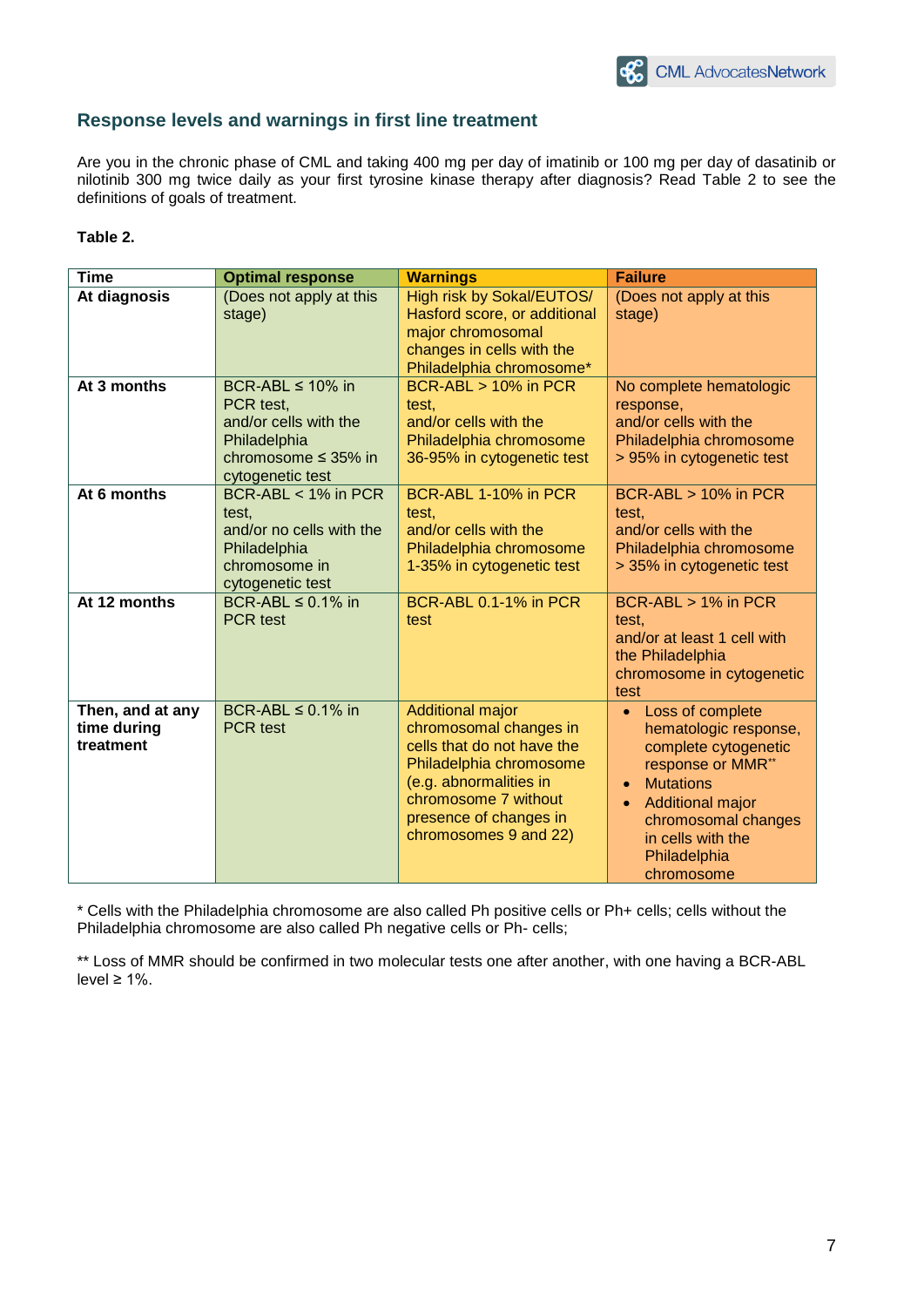## Response levels and warnings in first line treatment

Are you in the chronic phase of CML and taking 400 mg per day of imatinib or 100 mg per day of dasatinib or nilotinib 300 mg twice daily as your first tyrosine kinase therapy after diagnosis? Read Table 2 to see the definitions of goals of treatment.

**Table 2.**

| Time | Optimal response | Warnings | Failure |
|---|---|---|---|
| **At diagnosis** | (Does not apply at this stage) | High risk by Sokal/EUTOS/ Hasford score, or additional major chromosomal changes in cells with the Philadelphia chromosome* | (Does not apply at this stage) |
| **At 3 months** | BCR-ABL ≤ 10% in PCR test, and/or cells with the Philadelphia chromosome ≤ 35% in cytogenetic test | BCR-ABL > 10% in PCR test, and/or cells with the Philadelphia chromosome 36-95% in cytogenetic test | No complete hematologic response, and/or cells with the Philadelphia chromosome > 95% in cytogenetic test |
| **At 6 months** | BCR-ABL < 1% in PCR test, and/or no cells with the Philadelphia chromosome in cytogenetic test | BCR-ABL 1-10% in PCR test, and/or cells with the Philadelphia chromosome 1-35% in cytogenetic test | BCR-ABL > 10% in PCR test, and/or cells with the Philadelphia chromosome > 35% in cytogenetic test |
| **At 12 months** | BCR-ABL ≤ 0.1% in PCR test | BCR-ABL 0.1-1% in PCR test | BCR-ABL > 1% in PCR test, and/or at least 1 cell with the Philadelphia chromosome in cytogenetic test |
| **Then, and at any time during treatment** | BCR-ABL ≤ 0.1% in PCR test | Additional major chromosomal changes in cells that do not have the Philadelphia chromosome (e.g. abnormalities in chromosome 7 without presence of changes in chromosomes 9 and 22) | • Loss of complete hematologic response, complete cytogenetic response or MMR** <br> • Mutations <br> • Additional major chromosomal changes in cells with the Philadelphia chromosome |

\* Cells with the Philadelphia chromosome are also called Ph positive cells or Ph+ cells; cells without the Philadelphia chromosome are also called Ph negative cells or Ph- cells;

** Loss of MMR should be confirmed in two molecular tests one after another, with one having a BCR-ABL level ≥ 1%.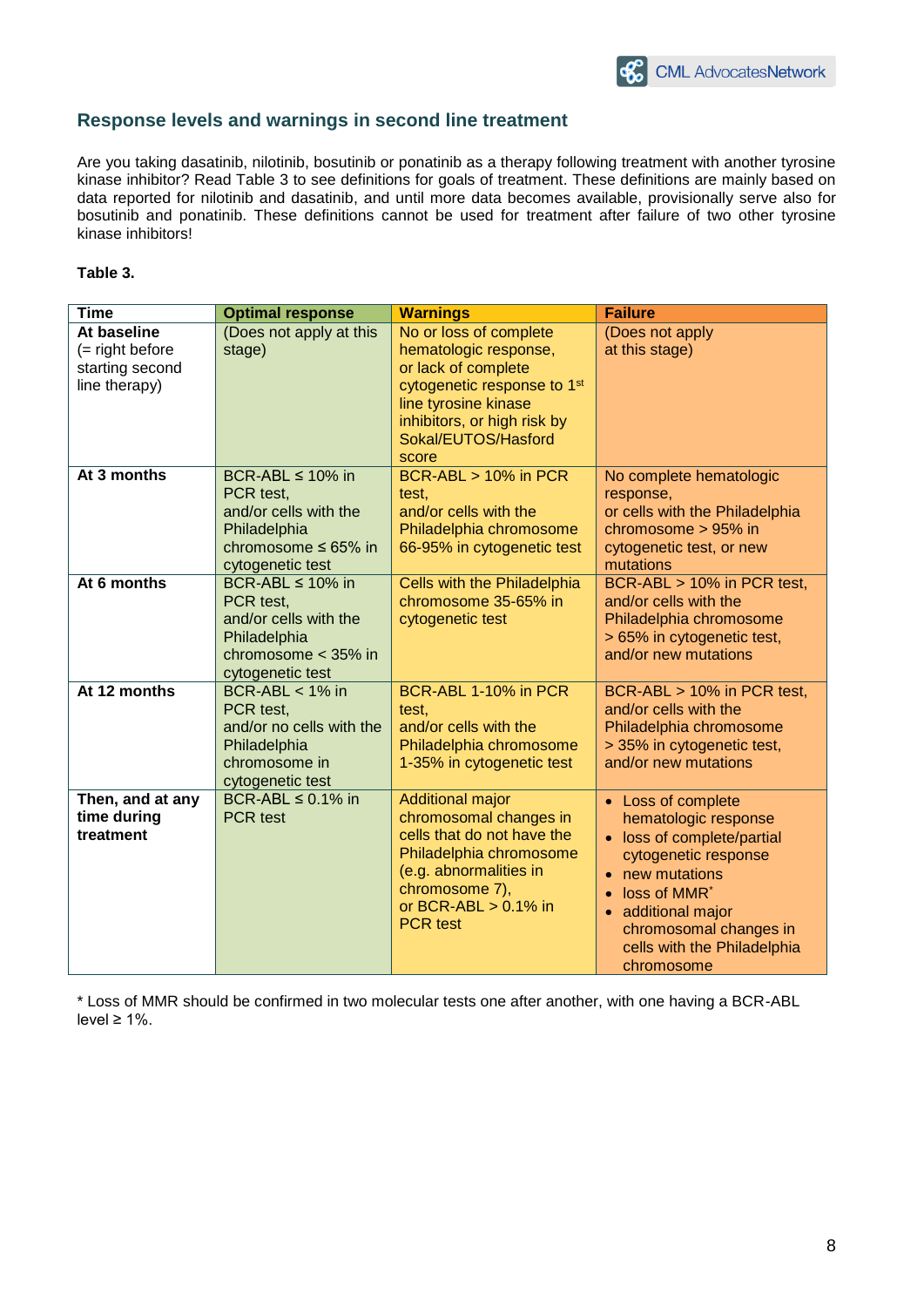## Response levels and warnings in second line treatment

Are you taking dasatinib, nilotinib, bosutinib or ponatinib as a therapy following treatment with another tyrosine kinase inhibitor? Read Table 3 to see definitions for goals of treatment. These definitions are mainly based on data reported for nilotinib and dasatinib, and until more data becomes available, provisionally serve also for bosutinib and ponatinib. These definitions cannot be used for treatment after failure of two other tyrosine kinase inhibitors!

**Table 3.**

| Time | Optimal response | Warnings | Failure |
|---|---|---|---|
| **At baseline** (= right before starting second line therapy) | (Does not apply at this stage) | No or loss of complete hematologic response, or lack of complete cytogenetic response to 1st line tyrosine kinase inhibitors, or high risk by Sokal/EUTOS/Hasford score | (Does not apply at this stage) |
| **At 3 months** | BCR-ABL ≤ 10% in PCR test, and/or cells with the Philadelphia chromosome ≤ 65% in cytogenetic test | BCR-ABL > 10% in PCR test, and/or cells with the Philadelphia chromosome 66-95% in cytogenetic test | No complete hematologic response, or cells with the Philadelphia chromosome > 95% in cytogenetic test, or new mutations |
| **At 6 months** | BCR-ABL ≤ 10% in PCR test, and/or cells with the Philadelphia chromosome < 35% in cytogenetic test | Cells with the Philadelphia chromosome 35-65% in cytogenetic test | BCR-ABL > 10% in PCR test, and/or cells with the Philadelphia chromosome > 65% in cytogenetic test, and/or new mutations |
| **At 12 months** | BCR-ABL < 1% in PCR test, and/or no cells with the Philadelphia chromosome in cytogenetic test | BCR-ABL 1-10% in PCR test, and/or cells with the Philadelphia chromosome 1-35% in cytogenetic test | BCR-ABL > 10% in PCR test, and/or cells with the Philadelphia chromosome > 35% in cytogenetic test, and/or new mutations |
| **Then, and at any time during treatment** | BCR-ABL ≤ 0.1% in PCR test | Additional major chromosomal changes in cells that do not have the Philadelphia chromosome (e.g. abnormalities in chromosome 7), or BCR-ABL > 0.1% in PCR test | • Loss of complete hematologic response<br>• loss of complete/partial cytogenetic response<br>• new mutations<br>• loss of MMR*<br>• additional major chromosomal changes in cells with the Philadelphia chromosome |

\* Loss of MMR should be confirmed in two molecular tests one after another, with one having a BCR-ABL level ≥ 1%.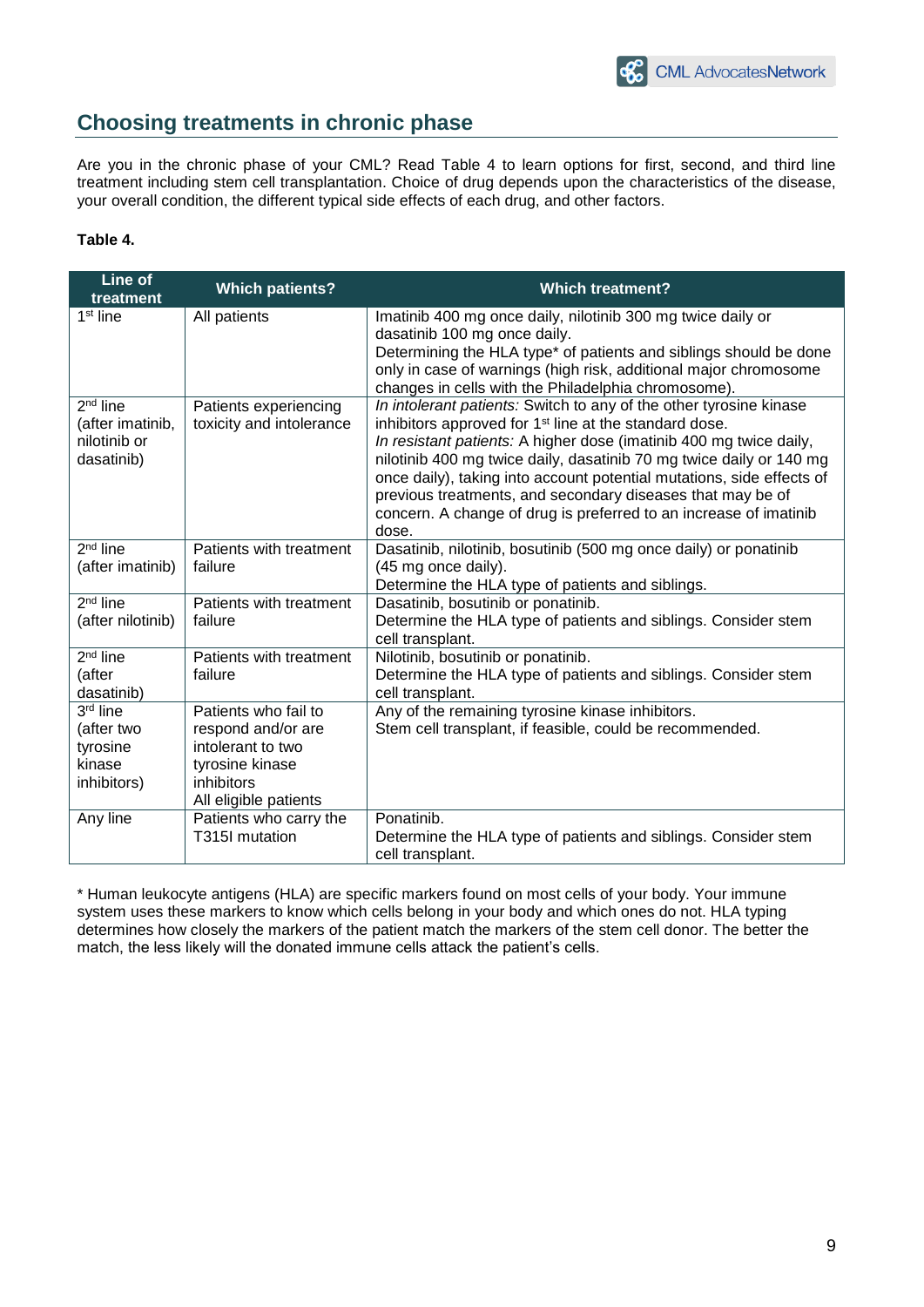## Choosing treatments in chronic phase

Are you in the chronic phase of your CML? Read Table 4 to learn options for first, second, and third line treatment including stem cell transplantation. Choice of drug depends upon the characteristics of the disease, your overall condition, the different typical side effects of each drug, and other factors.

**Table 4.**

| Line of treatment | Which patients? | Which treatment? |
|---|---|---|
| 1st line | All patients | Imatinib 400 mg once daily, nilotinib 300 mg twice daily or dasatinib 100 mg once daily.<br>Determining the HLA type* of patients and siblings should be done only in case of warnings (high risk, additional major chromosome changes in cells with the Philadelphia chromosome). |
| 2nd line (after imatinib, nilotinib or dasatinib) | Patients experiencing toxicity and intolerance | *In intolerant patients:* Switch to any of the other tyrosine kinase inhibitors approved for 1st line at the standard dose.<br>*In resistant patients:* A higher dose (imatinib 400 mg twice daily, nilotinib 400 mg twice daily, dasatinib 70 mg twice daily or 140 mg once daily), taking into account potential mutations, side effects of previous treatments, and secondary diseases that may be of concern. A change of drug is preferred to an increase of imatinib dose. |
| 2nd line (after imatinib) | Patients with treatment failure | Dasatinib, nilotinib, bosutinib (500 mg once daily) or ponatinib (45 mg once daily).<br>Determine the HLA type of patients and siblings. |
| 2nd line (after nilotinib) | Patients with treatment failure | Dasatinib, bosutinib or ponatinib.<br>Determine the HLA type of patients and siblings. Consider stem cell transplant. |
| 2nd line (after dasatinib) | Patients with treatment failure | Nilotinib, bosutinib or ponatinib.<br>Determine the HLA type of patients and siblings. Consider stem cell transplant. |
| 3rd line (after two tyrosine kinase inhibitors) | Patients who fail to respond and/or are intolerant to two tyrosine kinase inhibitors<br>All eligible patients | Any of the remaining tyrosine kinase inhibitors.<br>Stem cell transplant, if feasible, could be recommended. |
| Any line | Patients who carry the T315I mutation | Ponatinib.<br>Determine the HLA type of patients and siblings. Consider stem cell transplant. |

* Human leukocyte antigens (HLA) are specific markers found on most cells of your body. Your immune system uses these markers to know which cells belong in your body and which ones do not. HLA typing determines how closely the markers of the patient match the markers of the stem cell donor. The better the match, the less likely will the donated immune cells attack the patient's cells.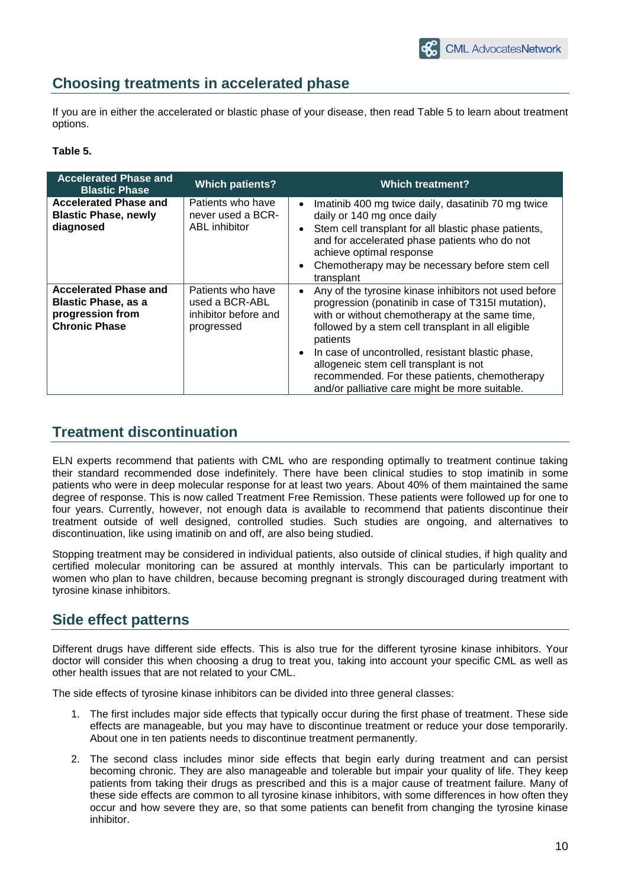## Choosing treatments in accelerated phase

If you are in either the accelerated or blastic phase of your disease, then read Table 5 to learn about treatment options.

**Table 5.**

| Accelerated Phase and Blastic Phase | Which patients? | Which treatment? |
|---|---|---|
| **Accelerated Phase and Blastic Phase, newly diagnosed** | Patients who have never used a BCR-ABL inhibitor | • Imatinib 400 mg twice daily, dasatinib 70 mg twice daily or 140 mg once daily<br>• Stem cell transplant for all blastic phase patients, and for accelerated phase patients who do not achieve optimal response<br>• Chemotherapy may be necessary before stem cell transplant |
| **Accelerated Phase and Blastic Phase, as a progression from Chronic Phase** | Patients who have used a BCR-ABL inhibitor before and progressed | • Any of the tyrosine kinase inhibitors not used before progression (ponatinib in case of T315I mutation), with or without chemotherapy at the same time, followed by a stem cell transplant in all eligible patients<br>• In case of uncontrolled, resistant blastic phase, allogeneic stem cell transplant is not recommended. For these patients, chemotherapy and/or palliative care might be more suitable. |

## Treatment discontinuation

ELN experts recommend that patients with CML who are responding optimally to treatment continue taking their standard recommended dose indefinitely. There have been clinical studies to stop imatinib in some patients who were in deep molecular response for at least two years. About 40% of them maintained the same degree of response. This is now called Treatment Free Remission. These patients were followed up for one to four years. Currently, however, not enough data is available to recommend that patients discontinue their treatment outside of well designed, controlled studies. Such studies are ongoing, and alternatives to discontinuation, like using imatinib on and off, are also being studied.

Stopping treatment may be considered in individual patients, also outside of clinical studies, if high quality and certified molecular monitoring can be assured at monthly intervals. This can be particularly important to women who plan to have children, because becoming pregnant is strongly discouraged during treatment with tyrosine kinase inhibitors.

## Side effect patterns

Different drugs have different side effects. This is also true for the different tyrosine kinase inhibitors. Your doctor will consider this when choosing a drug to treat you, taking into account your specific CML as well as other health issues that are not related to your CML.

The side effects of tyrosine kinase inhibitors can be divided into three general classes:

1. The first includes major side effects that typically occur during the first phase of treatment. These side effects are manageable, but you may have to discontinue treatment or reduce your dose temporarily. About one in ten patients needs to discontinue treatment permanently.
2. The second class includes minor side effects that begin early during treatment and can persist becoming chronic. They are also manageable and tolerable but impair your quality of life. They keep patients from taking their drugs as prescribed and this is a major cause of treatment failure. Many of these side effects are common to all tyrosine kinase inhibitors, with some differences in how often they occur and how severe they are, so that some patients can benefit from changing the tyrosine kinase inhibitor.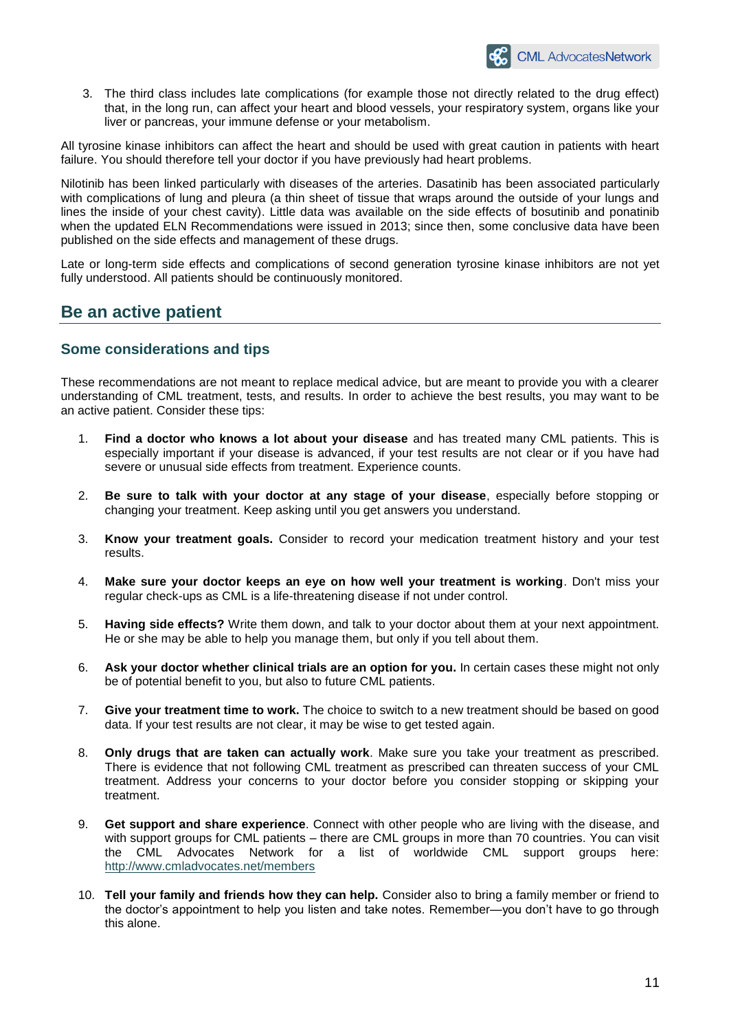3. The third class includes late complications (for example those not directly related to the drug effect) that, in the long run, can affect your heart and blood vessels, your respiratory system, organs like your liver or pancreas, your immune defense or your metabolism.

All tyrosine kinase inhibitors can affect the heart and should be used with great caution in patients with heart failure. You should therefore tell your doctor if you have previously had heart problems.

Nilotinib has been linked particularly with diseases of the arteries. Dasatinib has been associated particularly with complications of lung and pleura (a thin sheet of tissue that wraps around the outside of your lungs and lines the inside of your chest cavity). Little data was available on the side effects of bosutinib and ponatinib when the updated ELN Recommendations were issued in 2013; since then, some conclusive data have been published on the side effects and management of these drugs.

Late or long-term side effects and complications of second generation tyrosine kinase inhibitors are not yet fully understood. All patients should be continuously monitored.

## Be an active patient

### Some considerations and tips

These recommendations are not meant to replace medical advice, but are meant to provide you with a clearer understanding of CML treatment, tests, and results. In order to achieve the best results, you may want to be an active patient. Consider these tips:

1. **Find a doctor who knows a lot about your disease** and has treated many CML patients. This is especially important if your disease is advanced, if your test results are not clear or if you have had severe or unusual side effects from treatment. Experience counts.

2. **Be sure to talk with your doctor at any stage of your disease**, especially before stopping or changing your treatment. Keep asking until you get answers you understand.

3. **Know your treatment goals.** Consider to record your medication treatment history and your test results.

4. **Make sure your doctor keeps an eye on how well your treatment is working**. Don't miss your regular check-ups as CML is a life-threatening disease if not under control.

5. **Having side effects?** Write them down, and talk to your doctor about them at your next appointment. He or she may be able to help you manage them, but only if you tell about them.

6. **Ask your doctor whether clinical trials are an option for you.** In certain cases these might not only be of potential benefit to you, but also to future CML patients.

7. **Give your treatment time to work.** The choice to switch to a new treatment should be based on good data. If your test results are not clear, it may be wise to get tested again.

8. **Only drugs that are taken can actually work**. Make sure you take your treatment as prescribed. There is evidence that not following CML treatment as prescribed can threaten success of your CML treatment. Address your concerns to your doctor before you consider stopping or skipping your treatment.

9. **Get support and share experience**. Connect with other people who are living with the disease, and with support groups for CML patients – there are CML groups in more than 70 countries. You can visit the CML Advocates Network for a list of worldwide CML support groups here: http://www.cmladvocates.net/members

10. **Tell your family and friends how they can help.** Consider also to bring a family member or friend to the doctor's appointment to help you listen and take notes. Remember—you don't have to go through this alone.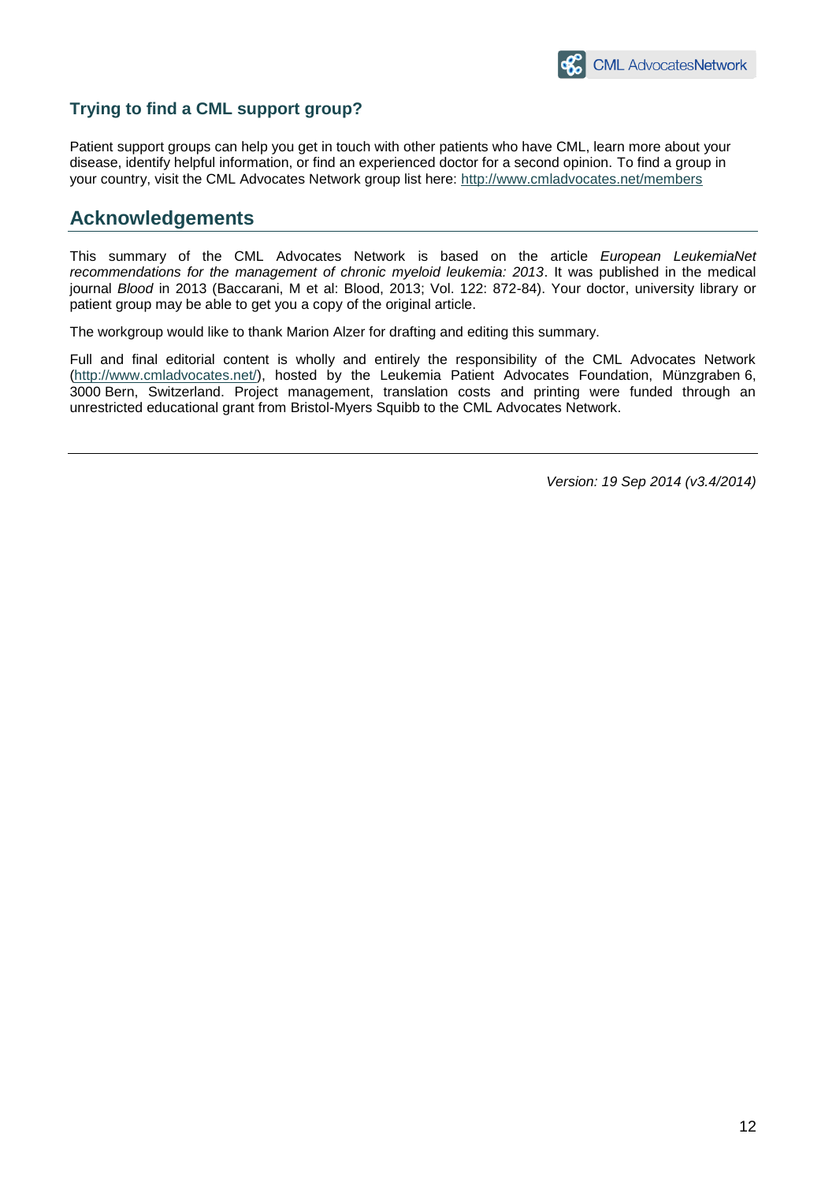### Trying to find a CML support group?

Patient support groups can help you get in touch with other patients who have CML, learn more about your disease, identify helpful information, or find an experienced doctor for a second opinion. To find a group in your country, visit the CML Advocates Network group list here: http://www.cmladvocates.net/members

## Acknowledgements

This summary of the CML Advocates Network is based on the article *European LeukemiaNet recommendations for the management of chronic myeloid leukemia: 2013*. It was published in the medical journal *Blood* in 2013 (Baccarani, M et al: Blood, 2013; Vol. 122: 872-84). Your doctor, university library or patient group may be able to get you a copy of the original article.

The workgroup would like to thank Marion Alzer for drafting and editing this summary.

Full and final editorial content is wholly and entirely the responsibility of the CML Advocates Network (http://www.cmladvocates.net/), hosted by the Leukemia Patient Advocates Foundation, Münzgraben 6, 3000 Bern, Switzerland. Project management, translation costs and printing were funded through an unrestricted educational grant from Bristol-Myers Squibb to the CML Advocates Network.

---

*Version: 19 Sep 2014 (v3.4/2014)*